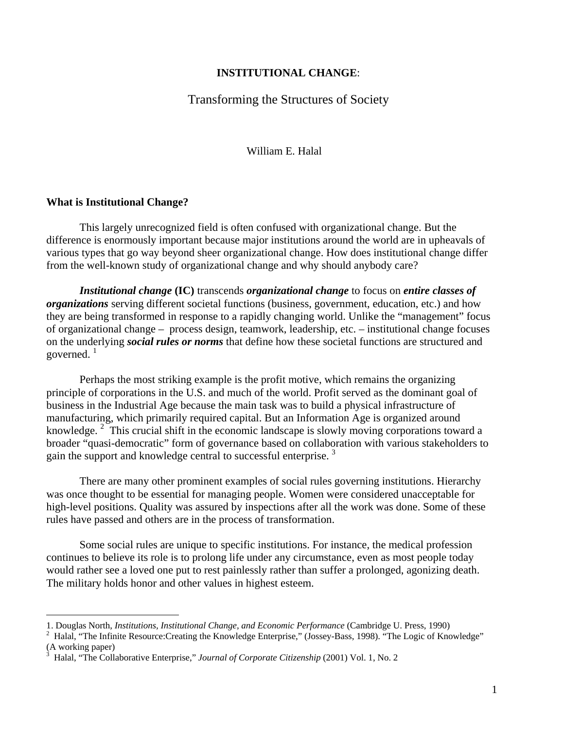# INSTITUTIONAL CHANGE:

## Transforming the Structures of Society

William E. Halal

### What is Institutional Change?

This largely unrecognized field is often confused with organizational change. But the difference is enormously important because major institutions around the world are in upheavals of various types that go way beyond sheer organizational change. How does institutional change differ from the well-known study of organizational change and why should anybody care?

***Institutional change*** **(IC)** transcends ***organizational change*** to focus on ***entire classes of organizations*** serving different societal functions (business, government, education, etc.) and how they are being transformed in response to a rapidly changing world. Unlike the "management" focus of organizational change – process design, teamwork, leadership, etc. – institutional change focuses on the underlying ***social rules or norms*** that define how these societal functions are structured and governed. [1]

Perhaps the most striking example is the profit motive, which remains the organizing principle of corporations in the U.S. and much of the world. Profit served as the dominant goal of business in the Industrial Age because the main task was to build a physical infrastructure of manufacturing, which primarily required capital. But an Information Age is organized around knowledge. [2] This crucial shift in the economic landscape is slowly moving corporations toward a broader "quasi-democratic" form of governance based on collaboration with various stakeholders to gain the support and knowledge central to successful enterprise. [3]

There are many other prominent examples of social rules governing institutions. Hierarchy was once thought to be essential for managing people. Women were considered unacceptable for high-level positions. Quality was assured by inspections after all the work was done. Some of these rules have passed and others are in the process of transformation.

Some social rules are unique to specific institutions. For instance, the medical profession continues to believe its role is to prolong life under any circumstance, even as most people today would rather see a loved one put to rest painlessly rather than suffer a prolonged, agonizing death. The military holds honor and other values in highest esteem.

---

1. Douglas North, *Institutions, Institutional Change, and Economic Performance* (Cambridge U. Press, 1990)

2. Halal, "The Infinite Resource:Creating the Knowledge Enterprise," (Jossey-Bass, 1998). "The Logic of Knowledge" (A working paper)

3. Halal, "The Collaborative Enterprise," *Journal of Corporate Citizenship* (2001) Vol. 1, No. 2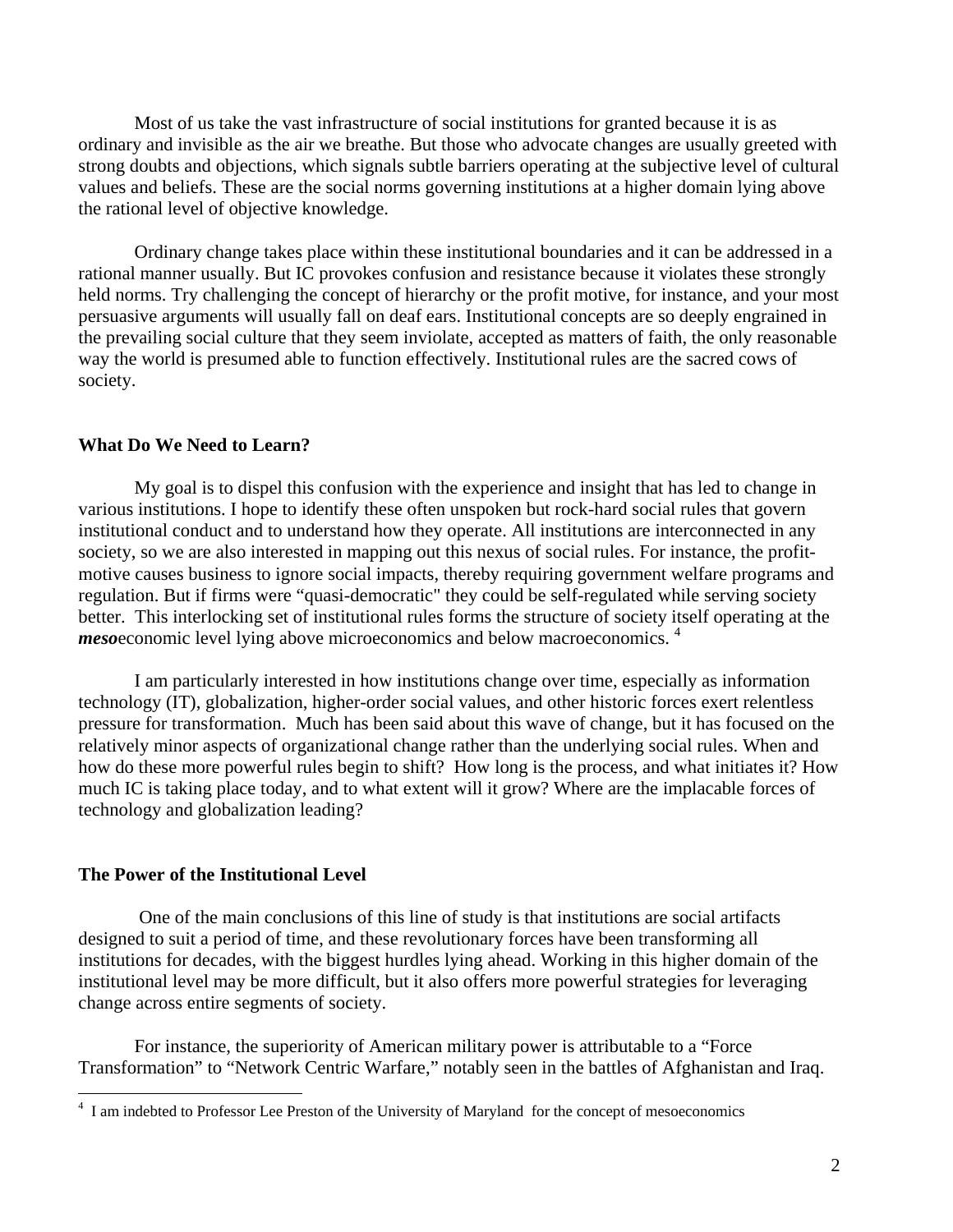Most of us take the vast infrastructure of social institutions for granted because it is as ordinary and invisible as the air we breathe. But those who advocate changes are usually greeted with strong doubts and objections, which signals subtle barriers operating at the subjective level of cultural values and beliefs. These are the social norms governing institutions at a higher domain lying above the rational level of objective knowledge.

Ordinary change takes place within these institutional boundaries and it can be addressed in a rational manner usually. But IC provokes confusion and resistance because it violates these strongly held norms. Try challenging the concept of hierarchy or the profit motive, for instance, and your most persuasive arguments will usually fall on deaf ears. Institutional concepts are so deeply engrained in the prevailing social culture that they seem inviolate, accepted as matters of faith, the only reasonable way the world is presumed able to function effectively. Institutional rules are the sacred cows of society.

### What Do We Need to Learn?

My goal is to dispel this confusion with the experience and insight that has led to change in various institutions. I hope to identify these often unspoken but rock-hard social rules that govern institutional conduct and to understand how they operate. All institutions are interconnected in any society, so we are also interested in mapping out this nexus of social rules. For instance, the profit-motive causes business to ignore social impacts, thereby requiring government welfare programs and regulation. But if firms were "quasi-democratic" they could be self-regulated while serving society better. This interlocking set of institutional rules forms the structure of society itself operating at the ***meso***economic level lying above microeconomics and below macroeconomics. [4]

I am particularly interested in how institutions change over time, especially as information technology (IT), globalization, higher-order social values, and other historic forces exert relentless pressure for transformation. Much has been said about this wave of change, but it has focused on the relatively minor aspects of organizational change rather than the underlying social rules. When and how do these more powerful rules begin to shift? How long is the process, and what initiates it? How much IC is taking place today, and to what extent will it grow? Where are the implacable forces of technology and globalization leading?

### The Power of the Institutional Level

One of the main conclusions of this line of study is that institutions are social artifacts designed to suit a period of time, and these revolutionary forces have been transforming all institutions for decades, with the biggest hurdles lying ahead. Working in this higher domain of the institutional level may be more difficult, but it also offers more powerful strategies for leveraging change across entire segments of society.

For instance, the superiority of American military power is attributable to a "Force Transformation" to "Network Centric Warfare," notably seen in the battles of Afghanistan and Iraq.

---

[4] I am indebted to Professor Lee Preston of the University of Maryland for the concept of mesoeconomics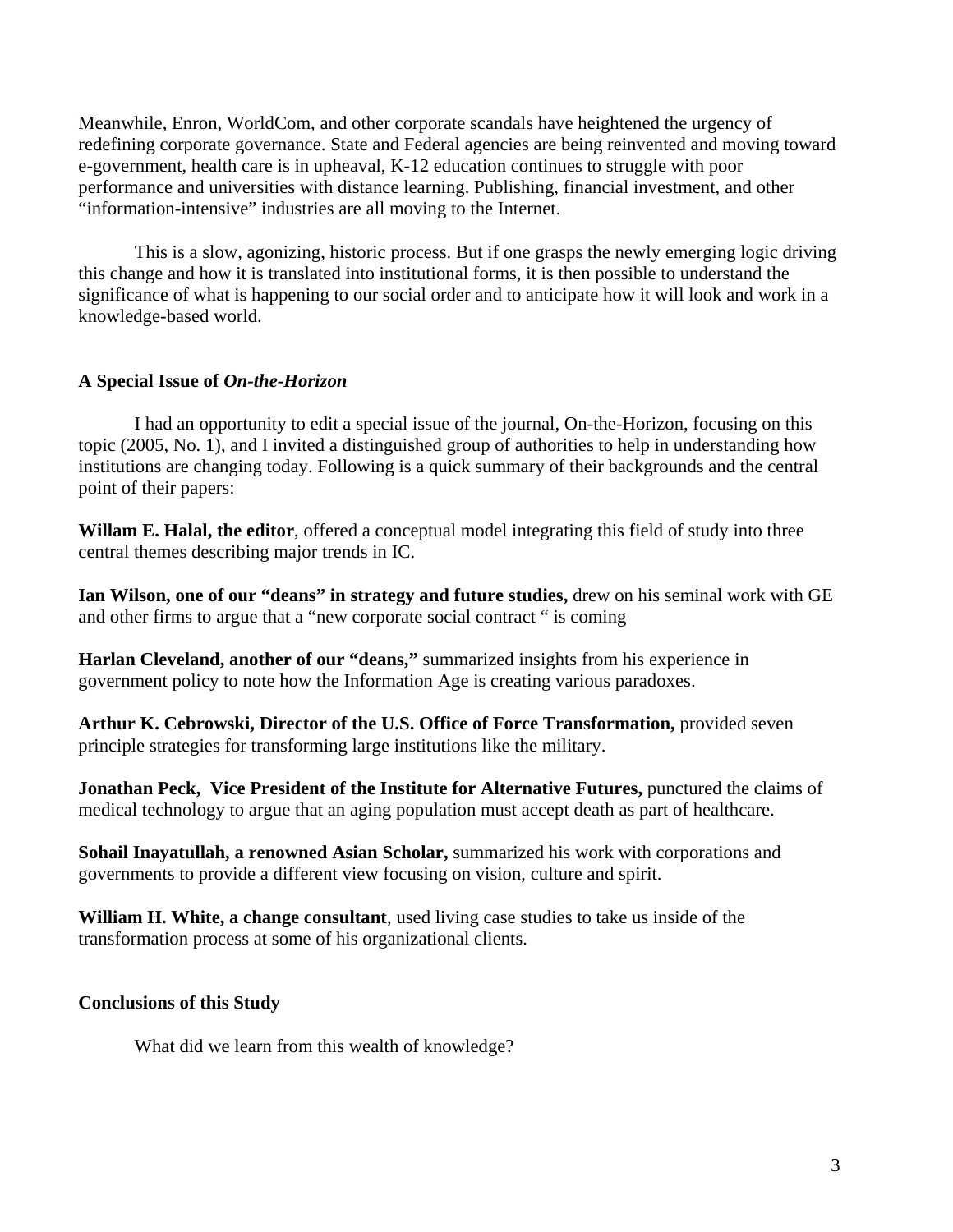Meanwhile, Enron, WorldCom, and other corporate scandals have heightened the urgency of redefining corporate governance. State and Federal agencies are being reinvented and moving toward e-government, health care is in upheaval, K-12 education continues to struggle with poor performance and universities with distance learning. Publishing, financial investment, and other "information-intensive" industries are all moving to the Internet.

This is a slow, agonizing, historic process. But if one grasps the newly emerging logic driving this change and how it is translated into institutional forms, it is then possible to understand the significance of what is happening to our social order and to anticipate how it will look and work in a knowledge-based world.

**A Special Issue of *On-the-Horizon***

I had an opportunity to edit a special issue of the journal, On-the-Horizon, focusing on this topic (2005, No. 1), and I invited a distinguished group of authorities to help in understanding how institutions are changing today. Following is a quick summary of their backgrounds and the central point of their papers:

**Willam E. Halal, the editor**, offered a conceptual model integrating this field of study into three central themes describing major trends in IC.

**Ian Wilson, one of our "deans" in strategy and future studies,** drew on his seminal work with GE and other firms to argue that a "new corporate social contract " is coming

**Harlan Cleveland, another of our "deans,"** summarized insights from his experience in government policy to note how the Information Age is creating various paradoxes.

**Arthur K. Cebrowski, Director of the U.S. Office of Force Transformation,** provided seven principle strategies for transforming large institutions like the military.

**Jonathan Peck, Vice President of the Institute for Alternative Futures,** punctured the claims of medical technology to argue that an aging population must accept death as part of healthcare.

**Sohail Inayatullah, a renowned Asian Scholar,** summarized his work with corporations and governments to provide a different view focusing on vision, culture and spirit.

**William H. White, a change consultant**, used living case studies to take us inside of the transformation process at some of his organizational clients.

**Conclusions of this Study**

What did we learn from this wealth of knowledge?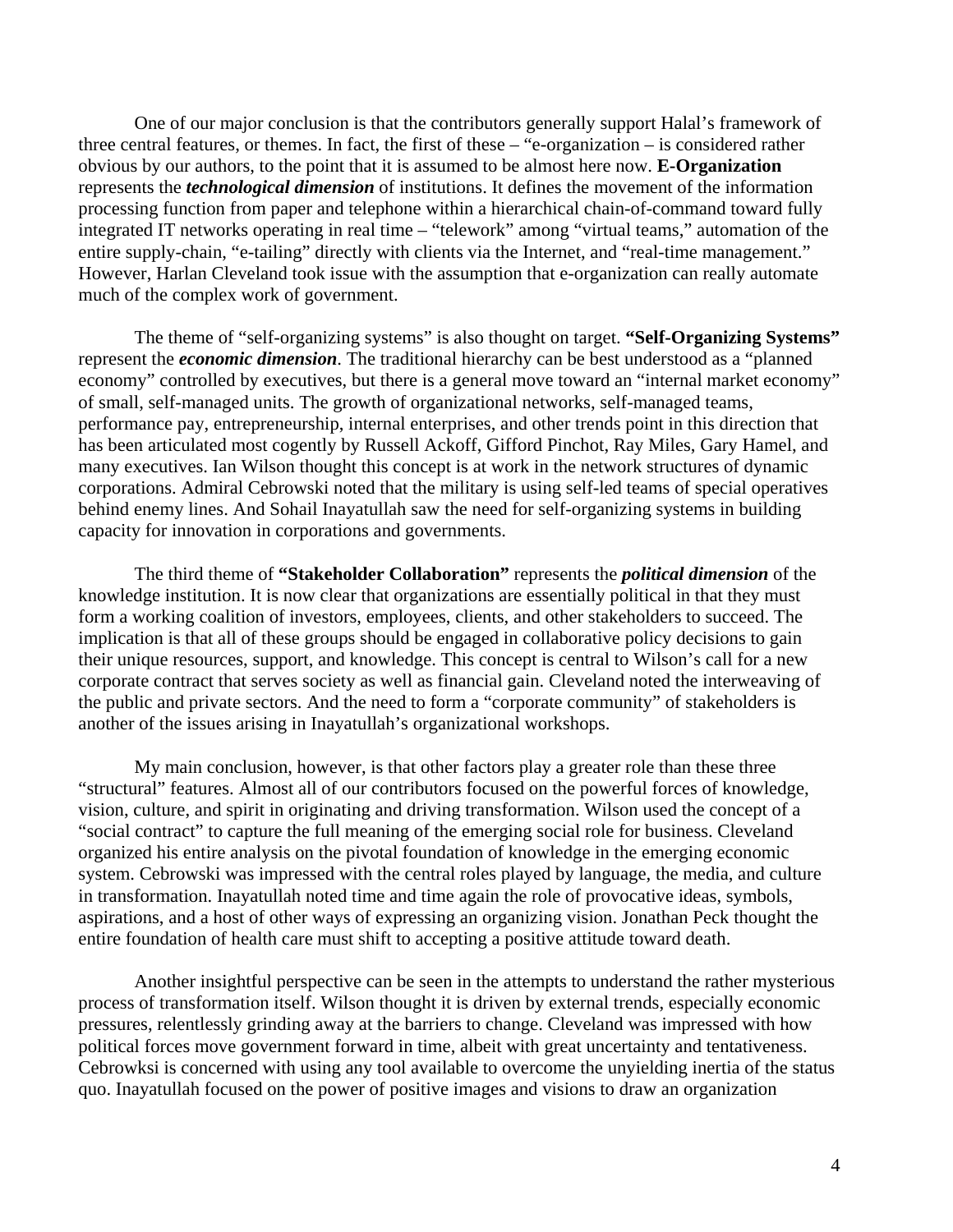One of our major conclusion is that the contributors generally support Halal's framework of three central features, or themes. In fact, the first of these – "e-organization – is considered rather obvious by our authors, to the point that it is assumed to be almost here now. **E-Organization** represents the ***technological dimension*** of institutions. It defines the movement of the information processing function from paper and telephone within a hierarchical chain-of-command toward fully integrated IT networks operating in real time – "telework" among "virtual teams," automation of the entire supply-chain, "e-tailing" directly with clients via the Internet, and "real-time management." However, Harlan Cleveland took issue with the assumption that e-organization can really automate much of the complex work of government.

The theme of "self-organizing systems" is also thought on target. **"Self-Organizing Systems"** represent the ***economic dimension***. The traditional hierarchy can be best understood as a "planned economy" controlled by executives, but there is a general move toward an "internal market economy" of small, self-managed units. The growth of organizational networks, self-managed teams, performance pay, entrepreneurship, internal enterprises, and other trends point in this direction that has been articulated most cogently by Russell Ackoff, Gifford Pinchot, Ray Miles, Gary Hamel, and many executives. Ian Wilson thought this concept is at work in the network structures of dynamic corporations. Admiral Cebrowski noted that the military is using self-led teams of special operatives behind enemy lines. And Sohail Inayatullah saw the need for self-organizing systems in building capacity for innovation in corporations and governments.

The third theme of **"Stakeholder Collaboration"** represents the ***political dimension*** of the knowledge institution. It is now clear that organizations are essentially political in that they must form a working coalition of investors, employees, clients, and other stakeholders to succeed. The implication is that all of these groups should be engaged in collaborative policy decisions to gain their unique resources, support, and knowledge. This concept is central to Wilson's call for a new corporate contract that serves society as well as financial gain. Cleveland noted the interweaving of the public and private sectors. And the need to form a "corporate community" of stakeholders is another of the issues arising in Inayatullah's organizational workshops.

My main conclusion, however, is that other factors play a greater role than these three "structural" features. Almost all of our contributors focused on the powerful forces of knowledge, vision, culture, and spirit in originating and driving transformation. Wilson used the concept of a "social contract" to capture the full meaning of the emerging social role for business. Cleveland organized his entire analysis on the pivotal foundation of knowledge in the emerging economic system. Cebrowski was impressed with the central roles played by language, the media, and culture in transformation. Inayatullah noted time and time again the role of provocative ideas, symbols, aspirations, and a host of other ways of expressing an organizing vision. Jonathan Peck thought the entire foundation of health care must shift to accepting a positive attitude toward death.

Another insightful perspective can be seen in the attempts to understand the rather mysterious process of transformation itself. Wilson thought it is driven by external trends, especially economic pressures, relentlessly grinding away at the barriers to change. Cleveland was impressed with how political forces move government forward in time, albeit with great uncertainty and tentativeness. Cebrowksi is concerned with using any tool available to overcome the unyielding inertia of the status quo. Inayatullah focused on the power of positive images and visions to draw an organization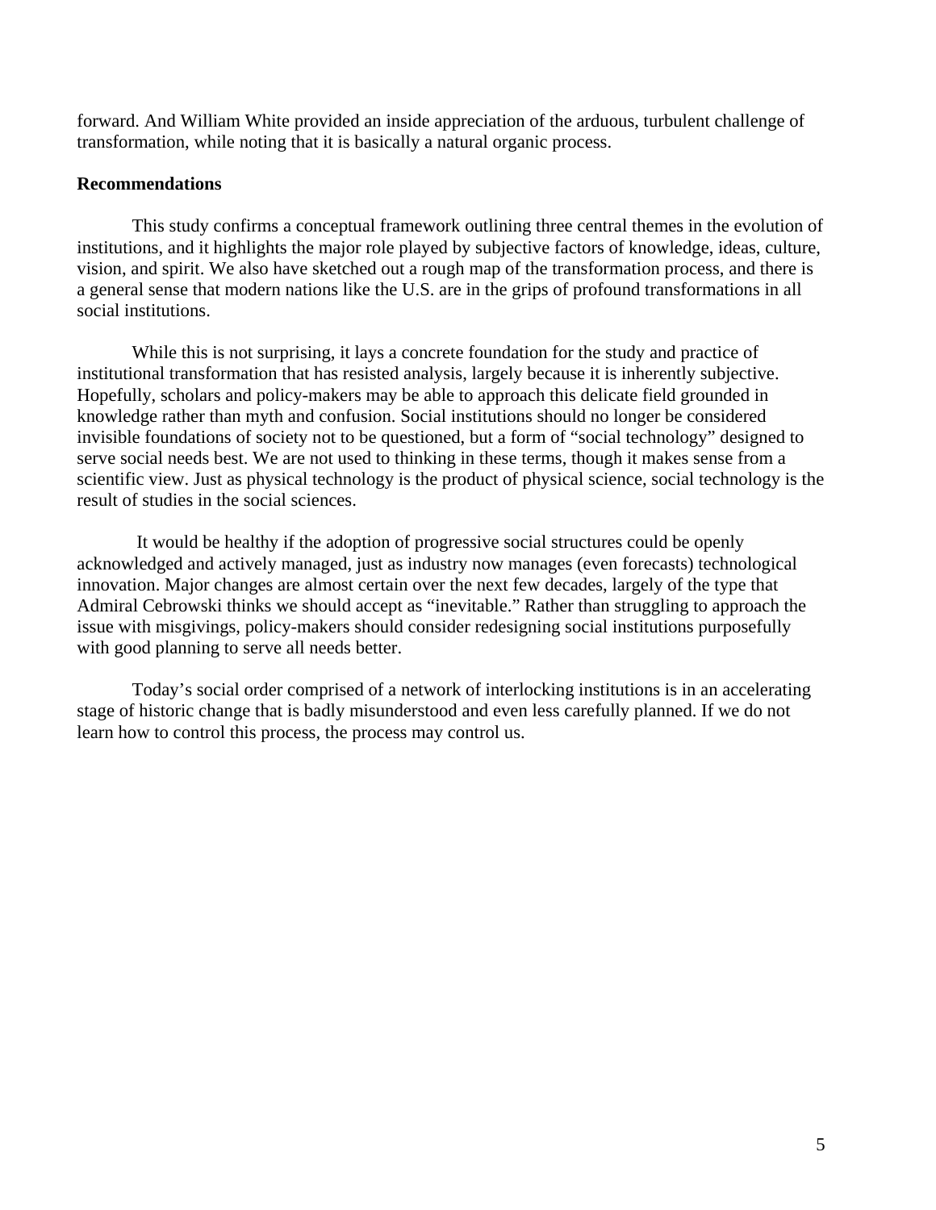forward. And William White provided an inside appreciation of the arduous, turbulent challenge of transformation, while noting that it is basically a natural organic process.

**Recommendations**

This study confirms a conceptual framework outlining three central themes in the evolution of institutions, and it highlights the major role played by subjective factors of knowledge, ideas, culture, vision, and spirit. We also have sketched out a rough map of the transformation process, and there is a general sense that modern nations like the U.S. are in the grips of profound transformations in all social institutions.

While this is not surprising, it lays a concrete foundation for the study and practice of institutional transformation that has resisted analysis, largely because it is inherently subjective. Hopefully, scholars and policy-makers may be able to approach this delicate field grounded in knowledge rather than myth and confusion. Social institutions should no longer be considered invisible foundations of society not to be questioned, but a form of "social technology" designed to serve social needs best. We are not used to thinking in these terms, though it makes sense from a scientific view. Just as physical technology is the product of physical science, social technology is the result of studies in the social sciences.

It would be healthy if the adoption of progressive social structures could be openly acknowledged and actively managed, just as industry now manages (even forecasts) technological innovation. Major changes are almost certain over the next few decades, largely of the type that Admiral Cebrowski thinks we should accept as "inevitable." Rather than struggling to approach the issue with misgivings, policy-makers should consider redesigning social institutions purposefully with good planning to serve all needs better.

Today's social order comprised of a network of interlocking institutions is in an accelerating stage of historic change that is badly misunderstood and even less carefully planned. If we do not learn how to control this process, the process may control us.